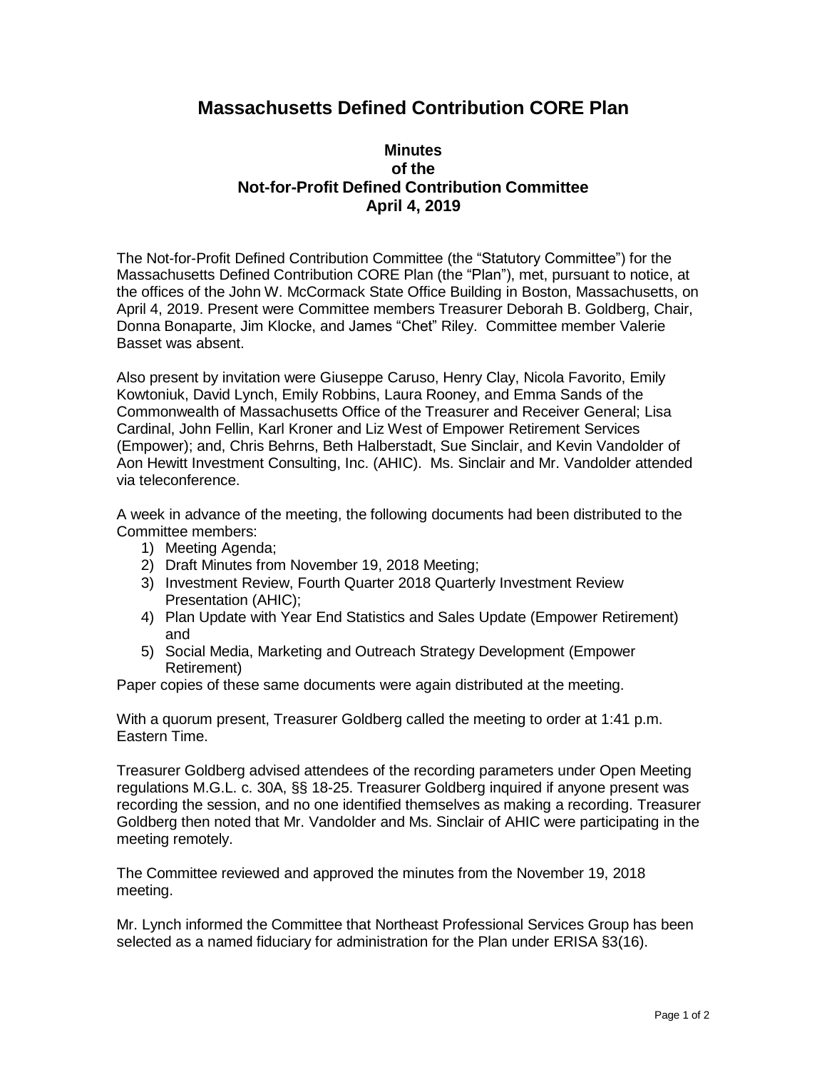# Massachusetts Defined Contribution CORE Plan

### Minutes
### of the
### Not-for-Profit Defined Contribution Committee
### April 4, 2019

The Not-for-Profit Defined Contribution Committee (the "Statutory Committee") for the Massachusetts Defined Contribution CORE Plan (the "Plan"), met, pursuant to notice, at the offices of the John W. McCormack State Office Building in Boston, Massachusetts, on April 4, 2019. Present were Committee members Treasurer Deborah B. Goldberg, Chair, Donna Bonaparte, Jim Klocke, and James "Chet" Riley. Committee member Valerie Basset was absent.

Also present by invitation were Giuseppe Caruso, Henry Clay, Nicola Favorito, Emily Kowtoniuk, David Lynch, Emily Robbins, Laura Rooney, and Emma Sands of the Commonwealth of Massachusetts Office of the Treasurer and Receiver General; Lisa Cardinal, John Fellin, Karl Kroner and Liz West of Empower Retirement Services (Empower); and, Chris Behrns, Beth Halberstadt, Sue Sinclair, and Kevin Vandolder of Aon Hewitt Investment Consulting, Inc. (AHIC). Ms. Sinclair and Mr. Vandolder attended via teleconference.

A week in advance of the meeting, the following documents had been distributed to the Committee members:

1) Meeting Agenda;
2) Draft Minutes from November 19, 2018 Meeting;
3) Investment Review, Fourth Quarter 2018 Quarterly Investment Review Presentation (AHIC);
4) Plan Update with Year End Statistics and Sales Update (Empower Retirement) and
5) Social Media, Marketing and Outreach Strategy Development (Empower Retirement)

Paper copies of these same documents were again distributed at the meeting.

With a quorum present, Treasurer Goldberg called the meeting to order at 1:41 p.m. Eastern Time.

Treasurer Goldberg advised attendees of the recording parameters under Open Meeting regulations M.G.L. c. 30A, §§ 18-25. Treasurer Goldberg inquired if anyone present was recording the session, and no one identified themselves as making a recording. Treasurer Goldberg then noted that Mr. Vandolder and Ms. Sinclair of AHIC were participating in the meeting remotely.

The Committee reviewed and approved the minutes from the November 19, 2018 meeting.

Mr. Lynch informed the Committee that Northeast Professional Services Group has been selected as a named fiduciary for administration for the Plan under ERISA §3(16).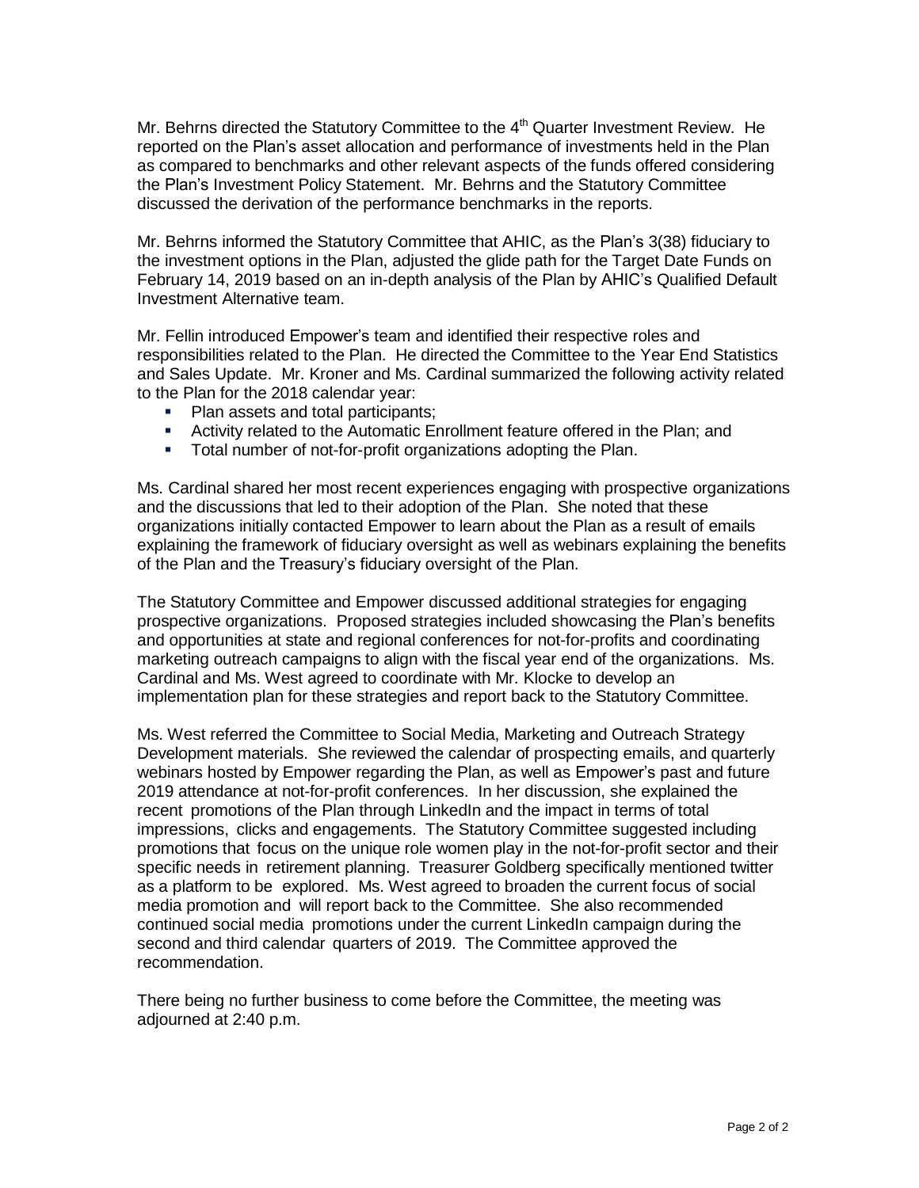Mr. Behrns directed the Statutory Committee to the 4th Quarter Investment Review. He reported on the Plan's asset allocation and performance of investments held in the Plan as compared to benchmarks and other relevant aspects of the funds offered considering the Plan's Investment Policy Statement. Mr. Behrns and the Statutory Committee discussed the derivation of the performance benchmarks in the reports.

Mr. Behrns informed the Statutory Committee that AHIC, as the Plan's 3(38) fiduciary to the investment options in the Plan, adjusted the glide path for the Target Date Funds on February 14, 2019 based on an in-depth analysis of the Plan by AHIC's Qualified Default Investment Alternative team.

Mr. Fellin introduced Empower's team and identified their respective roles and responsibilities related to the Plan. He directed the Committee to the Year End Statistics and Sales Update. Mr. Kroner and Ms. Cardinal summarized the following activity related to the Plan for the 2018 calendar year:

- Plan assets and total participants;
- Activity related to the Automatic Enrollment feature offered in the Plan; and
- Total number of not-for-profit organizations adopting the Plan.

Ms. Cardinal shared her most recent experiences engaging with prospective organizations and the discussions that led to their adoption of the Plan. She noted that these organizations initially contacted Empower to learn about the Plan as a result of emails explaining the framework of fiduciary oversight as well as webinars explaining the benefits of the Plan and the Treasury's fiduciary oversight of the Plan.

The Statutory Committee and Empower discussed additional strategies for engaging prospective organizations. Proposed strategies included showcasing the Plan's benefits and opportunities at state and regional conferences for not-for-profits and coordinating marketing outreach campaigns to align with the fiscal year end of the organizations. Ms. Cardinal and Ms. West agreed to coordinate with Mr. Klocke to develop an implementation plan for these strategies and report back to the Statutory Committee.

Ms. West referred the Committee to Social Media, Marketing and Outreach Strategy Development materials. She reviewed the calendar of prospecting emails, and quarterly webinars hosted by Empower regarding the Plan, as well as Empower's past and future 2019 attendance at not-for-profit conferences. In her discussion, she explained the recent promotions of the Plan through LinkedIn and the impact in terms of total impressions, clicks and engagements. The Statutory Committee suggested including promotions that focus on the unique role women play in the not-for-profit sector and their specific needs in retirement planning. Treasurer Goldberg specifically mentioned twitter as a platform to be explored. Ms. West agreed to broaden the current focus of social media promotion and will report back to the Committee. She also recommended continued social media promotions under the current LinkedIn campaign during the second and third calendar quarters of 2019. The Committee approved the recommendation.

There being no further business to come before the Committee, the meeting was adjourned at 2:40 p.m.